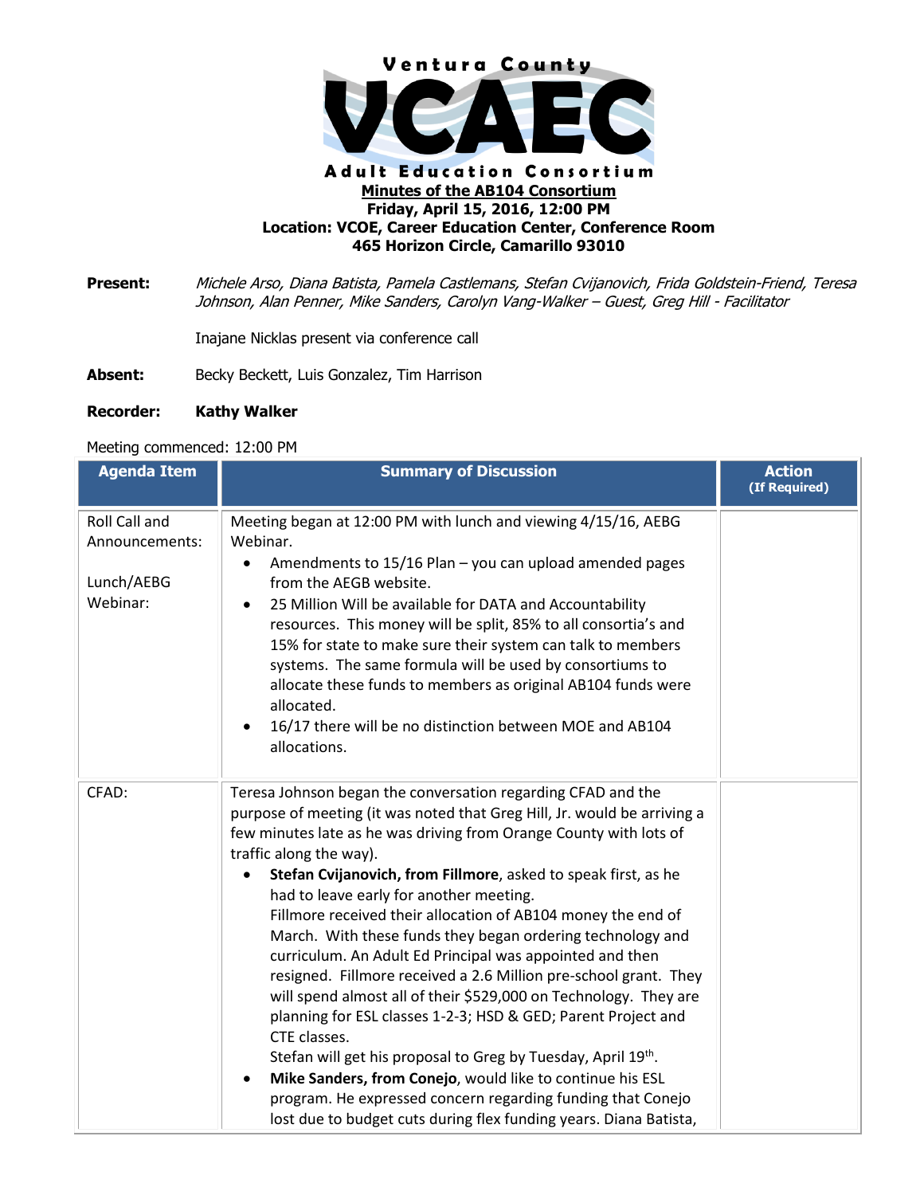Ventura County

# VCAEC

Adult Education Consortium

**Minutes of the AB104 Consortium**
**Friday, April 15, 2016, 12:00 PM**
**Location: VCOE, Career Education Center, Conference Room**
**465 Horizon Circle, Camarillo 93010**

**Present:** *Michele Arso, Diana Batista, Pamela Castlemans, Stefan Cvijanovich, Frida Goldstein-Friend, Teresa Johnson, Alan Penner, Mike Sanders, Carolyn Vang-Walker – Guest, Greg Hill - Facilitator*

Inajane Nicklas present via conference call

**Absent:** Becky Beckett, Luis Gonzalez, Tim Harrison

**Recorder:** **Kathy Walker**

Meeting commenced: 12:00 PM

| Agenda Item | Summary of Discussion | Action (If Required) |
|---|---|---|
| Roll Call and Announcements:<br><br>Lunch/AEBG Webinar: | Meeting began at 12:00 PM with lunch and viewing 4/15/16, AEBG Webinar.<br>• Amendments to 15/16 Plan – you can upload amended pages from the AEGB website.<br>• 25 Million Will be available for DATA and Accountability resources. This money will be split, 85% to all consortia's and 15% for state to make sure their system can talk to members systems. The same formula will be used by consortiums to allocate these funds to members as original AB104 funds were allocated.<br>• 16/17 there will be no distinction between MOE and AB104 allocations. | |
| CFAD: | Teresa Johnson began the conversation regarding CFAD and the purpose of meeting (it was noted that Greg Hill, Jr. would be arriving a few minutes late as he was driving from Orange County with lots of traffic along the way).<br>• **Stefan Cvijanovich, from Fillmore**, asked to speak first, as he had to leave early for another meeting.<br>Fillmore received their allocation of AB104 money the end of March. With these funds they began ordering technology and curriculum. An Adult Ed Principal was appointed and then resigned. Fillmore received a 2.6 Million pre-school grant. They will spend almost all of their $529,000 on Technology. They are planning for ESL classes 1-2-3; HSD & GED; Parent Project and CTE classes.<br>Stefan will get his proposal to Greg by Tuesday, April 19th.<br>• **Mike Sanders, from Conejo**, would like to continue his ESL program. He expressed concern regarding funding that Conejo lost due to budget cuts during flex funding years. Diana Batista, | |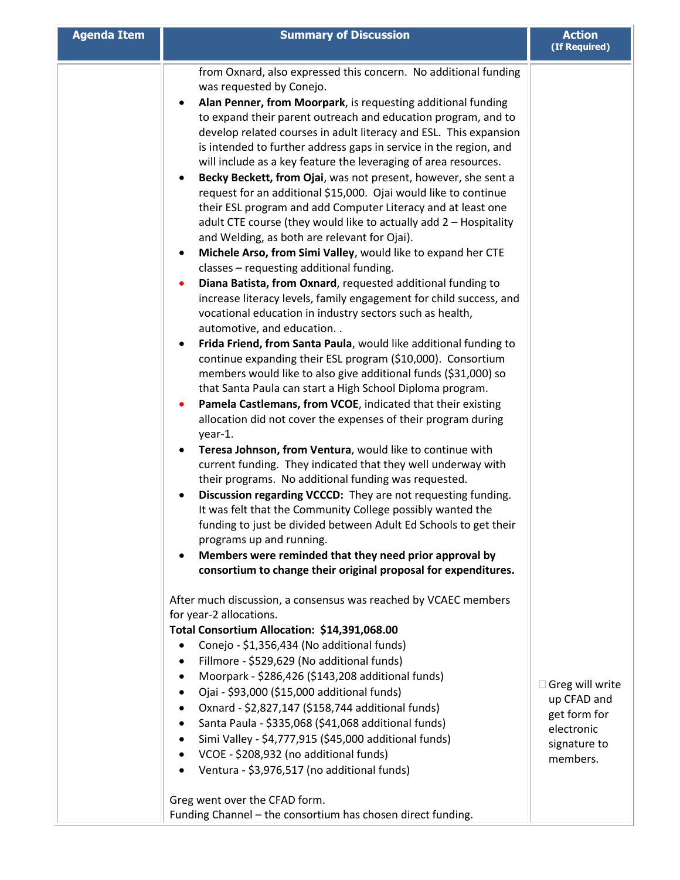| Agenda Item | Summary of Discussion | Action (If Required) |
|---|---|---|
| | from Oxnard, also expressed this concern. No additional funding was requested by Conejo.<br>• **Alan Penner, from Moorpark**, is requesting additional funding to expand their parent outreach and education program, and to develop related courses in adult literacy and ESL. This expansion is intended to further address gaps in service in the region, and will include as a key feature the leveraging of area resources.<br>• **Becky Beckett, from Ojai**, was not present, however, she sent a request for an additional $15,000. Ojai would like to continue their ESL program and add Computer Literacy and at least one adult CTE course (they would like to actually add 2 – Hospitality and Welding, as both are relevant for Ojai).<br>• **Michele Arso, from Simi Valley**, would like to expand her CTE classes – requesting additional funding.<br>• **Diana Batista, from Oxnard**, requested additional funding to increase literacy levels, family engagement for child success, and vocational education in industry sectors such as health, automotive, and education. .<br>• **Frida Friend, from Santa Paula**, would like additional funding to continue expanding their ESL program ($10,000). Consortium members would like to also give additional funds ($31,000) so that Santa Paula can start a High School Diploma program.<br>• **Pamela Castlemans, from VCOE**, indicated that their existing allocation did not cover the expenses of their program during year-1.<br>• **Teresa Johnson, from Ventura**, would like to continue with current funding. They indicated that they well underway with their programs. No additional funding was requested.<br>• **Discussion regarding VCCCD:** They are not requesting funding. It was felt that the Community College possibly wanted the funding to just be divided between Adult Ed Schools to get their programs up and running.<br>• **Members were reminded that they need prior approval by consortium to change their original proposal for expenditures.**<br><br>After much discussion, a consensus was reached by VCAEC members for year-2 allocations.<br>**Total Consortium Allocation: $14,391,068.00**<br>• Conejo - $1,356,434 (No additional funds)<br>• Fillmore - $529,629 (No additional funds)<br>• Moorpark - $286,426 ($143,208 additional funds)<br>• Ojai - $93,000 ($15,000 additional funds)<br>• Oxnard - $2,827,147 ($158,744 additional funds)<br>• Santa Paula - $335,068 ($41,068 additional funds)<br>• Simi Valley - $4,777,915 ($45,000 additional funds)<br>• VCOE - $208,932 (no additional funds)<br>• Ventura - $3,976,517 (no additional funds)<br><br>Greg went over the CFAD form.<br>Funding Channel – the consortium has chosen direct funding. | ☐ Greg will write up CFAD and get form for electronic signature to members. |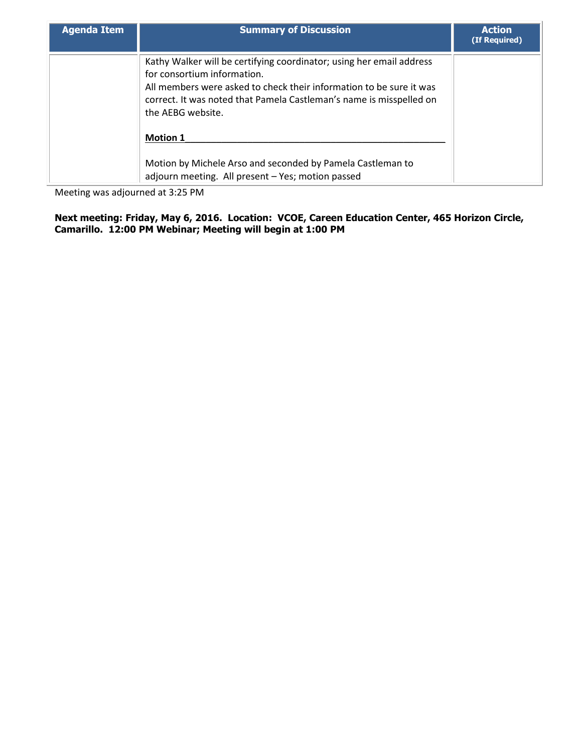| Agenda Item | Summary of Discussion | Action (If Required) |
| --- | --- | --- |
| | Kathy Walker will be certifying coordinator; using her email address for consortium information.<br>All members were asked to check their information to be sure it was correct. It was noted that Pamela Castleman's name is misspelled on the AEBG website.<br><br>**<u>Motion 1</u>**<br><br>Motion by Michele Arso and seconded by Pamela Castleman to adjourn meeting. All present – Yes; motion passed | |

Meeting was adjourned at 3:25 PM

**Next meeting: Friday, May 6, 2016. Location: VCOE, Careen Education Center, 465 Horizon Circle, Camarillo. 12:00 PM Webinar; Meeting will begin at 1:00 PM**